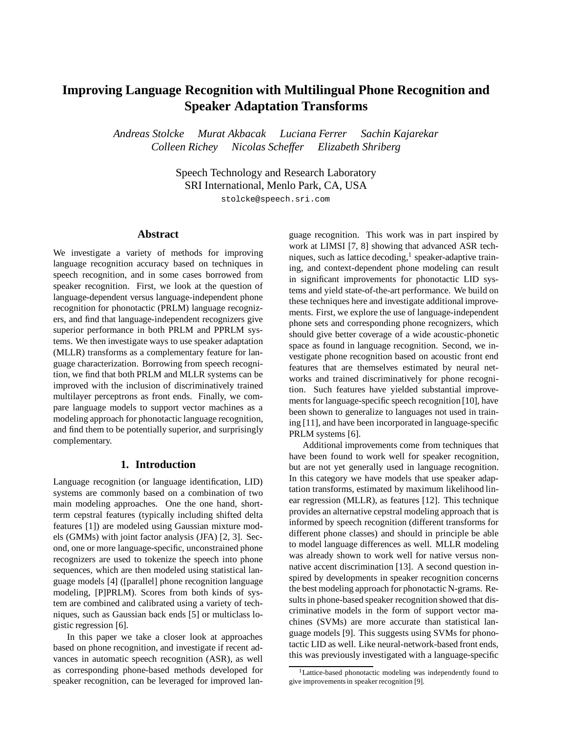# Improving Language Recognition with Multilingual Phone Recognition and Speaker Adaptation Transforms

*Andreas Stolcke    Murat Akbacak    Luciana Ferrer    Sachin Kajarekar*
*Colleen Richey    Nicolas Scheffer    Elizabeth Shriberg*

Speech Technology and Research Laboratory
SRI International, Menlo Park, CA, USA
stolcke@speech.sri.com

## Abstract

We investigate a variety of methods for improving language recognition accuracy based on techniques in speech recognition, and in some cases borrowed from speaker recognition. First, we look at the question of language-dependent versus language-independent phone recognition for phonotactic (PRLM) language recognizers, and find that language-independent recognizers give superior performance in both PRLM and PPRLM systems. We then investigate ways to use speaker adaptation (MLLR) transforms as a complementary feature for language characterization. Borrowing from speech recognition, we find that both PRLM and MLLR systems can be improved with the inclusion of discriminatively trained multilayer perceptrons as front ends. Finally, we compare language models to support vector machines as a modeling approach for phonotactic language recognition, and find them to be potentially superior, and surprisingly complementary.

## 1. Introduction

Language recognition (or language identification, LID) systems are commonly based on a combination of two main modeling approaches. One the one hand, short-term cepstral features (typically including shifted delta features [1]) are modeled using Gaussian mixture models (GMMs) with joint factor analysis (JFA) [2, 3]. Second, one or more language-specific, unconstrained phone recognizers are used to tokenize the speech into phone sequences, which are then modeled using statistical language models [4] ([parallel] phone recognition language modeling, [P]PRLM). Scores from both kinds of system are combined and calibrated using a variety of techniques, such as Gaussian back ends [5] or multiclass logistic regression [6].

In this paper we take a closer look at approaches based on phone recognition, and investigate if recent advances in automatic speech recognition (ASR), as well as corresponding phone-based methods developed for speaker recognition, can be leveraged for improved language recognition. This work was in part inspired by work at LIMSI [7, 8] showing that advanced ASR techniques, such as lattice decoding,[1] speaker-adaptive training, and context-dependent phone modeling can result in significant improvements for phonotactic LID systems and yield state-of-the-art performance. We build on these techniques here and investigate additional improvements. First, we explore the use of language-independent phone sets and corresponding phone recognizers, which should give better coverage of a wide acoustic-phonetic space as found in language recognition. Second, we investigate phone recognition based on acoustic front end features that are themselves estimated by neural networks and trained discriminatively for phone recognition. Such features have yielded substantial improvements for language-specific speech recognition [10], have been shown to generalize to languages not used in training [11], and have been incorporated in language-specific PRLM systems [6].

Additional improvements come from techniques that have been found to work well for speaker recognition, but are not yet generally used in language recognition. In this category we have models that use speaker adaptation transforms, estimated by maximum likelihood linear regression (MLLR), as features [12]. This technique provides an alternative cepstral modeling approach that is informed by speech recognition (different transforms for different phone classes) and should in principle be able to model language differences as well. MLLR modeling was already shown to work well for native versus nonnative accent discrimination [13]. A second question inspired by developments in speaker recognition concerns the best modeling approach for phonotactic N-grams. Results in phone-based speaker recognition showed that discriminative models in the form of support vector machines (SVMs) are more accurate than statistical language models [9]. This suggests using SVMs for phonotactic LID as well. Like neural-network-based front ends, this was previously investigated with a language-specific

[1] Lattice-based phonotactic modeling was independently found to give improvements in speaker recognition [9].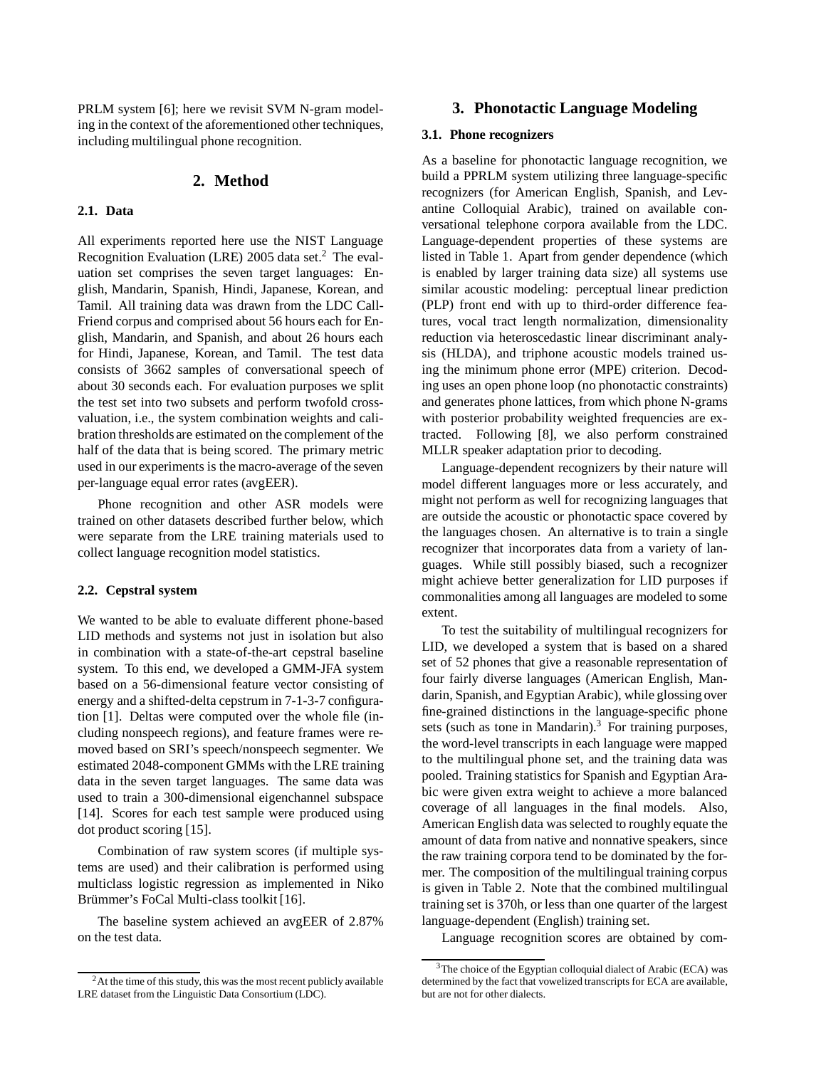PRLM system [6]; here we revisit SVM N-gram modeling in the context of the aforementioned other techniques, including multilingual phone recognition.

## 2. Method

### 2.1. Data

All experiments reported here use the NIST Language Recognition Evaluation (LRE) 2005 data set.[2] The evaluation set comprises the seven target languages: English, Mandarin, Spanish, Hindi, Japanese, Korean, and Tamil. All training data was drawn from the LDC CallFriend corpus and comprised about 56 hours each for English, Mandarin, and Spanish, and about 26 hours each for Hindi, Japanese, Korean, and Tamil. The test data consists of 3662 samples of conversational speech of about 30 seconds each. For evaluation purposes we split the test set into two subsets and perform twofold crossvaluation, i.e., the system combination weights and calibration thresholds are estimated on the complement of the half of the data that is being scored. The primary metric used in our experiments is the macro-average of the seven per-language equal error rates (avgEER).

Phone recognition and other ASR models were trained on other datasets described further below, which were separate from the LRE training materials used to collect language recognition model statistics.

### 2.2. Cepstral system

We wanted to be able to evaluate different phone-based LID methods and systems not just in isolation but also in combination with a state-of-the-art cepstral baseline system. To this end, we developed a GMM-JFA system based on a 56-dimensional feature vector consisting of energy and a shifted-delta cepstrum in 7-1-3-7 configuration [1]. Deltas were computed over the whole file (including nonspeech regions), and feature frames were removed based on SRI's speech/nonspeech segmenter. We estimated 2048-component GMMs with the LRE training data in the seven target languages. The same data was used to train a 300-dimensional eigenchannel subspace [14]. Scores for each test sample were produced using dot product scoring [15].

Combination of raw system scores (if multiple systems are used) and their calibration is performed using multiclass logistic regression as implemented in Niko Brümmer's FoCal Multi-class toolkit [16].

The baseline system achieved an avgEER of 2.87% on the test data.

[2] At the time of this study, this was the most recent publicly available LRE dataset from the Linguistic Data Consortium (LDC).

## 3. Phonotactic Language Modeling

### 3.1. Phone recognizers

As a baseline for phonotactic language recognition, we build a PPRLM system utilizing three language-specific recognizers (for American English, Spanish, and Levantine Colloquial Arabic), trained on available conversational telephone corpora available from the LDC. Language-dependent properties of these systems are listed in Table 1. Apart from gender dependence (which is enabled by larger training data size) all systems use similar acoustic modeling: perceptual linear prediction (PLP) front end with up to third-order difference features, vocal tract length normalization, dimensionality reduction via heteroscedastic linear discriminant analysis (HLDA), and triphone acoustic models trained using the minimum phone error (MPE) criterion. Decoding uses an open phone loop (no phonotactic constraints) and generates phone lattices, from which phone N-grams with posterior probability weighted frequencies are extracted. Following [8], we also perform constrained MLLR speaker adaptation prior to decoding.

Language-dependent recognizers by their nature will model different languages more or less accurately, and might not perform as well for recognizing languages that are outside the acoustic or phonotactic space covered by the languages chosen. An alternative is to train a single recognizer that incorporates data from a variety of languages. While still possibly biased, such a recognizer might achieve better generalization for LID purposes if commonalities among all languages are modeled to some extent.

To test the suitability of multilingual recognizers for LID, we developed a system that is based on a shared set of 52 phones that give a reasonable representation of four fairly diverse languages (American English, Mandarin, Spanish, and Egyptian Arabic), while glossing over fine-grained distinctions in the language-specific phone sets (such as tone in Mandarin).[3] For training purposes, the word-level transcripts in each language were mapped to the multilingual phone set, and the training data was pooled. Training statistics for Spanish and Egyptian Arabic were given extra weight to achieve a more balanced coverage of all languages in the final models. Also, American English data was selected to roughly equate the amount of data from native and nonnative speakers, since the raw training corpora tend to be dominated by the former. The composition of the multilingual training corpus is given in Table 2. Note that the combined multilingual training set is 370h, or less than one quarter of the largest language-dependent (English) training set.

Language recognition scores are obtained by com-

[3] The choice of the Egyptian colloquial dialect of Arabic (ECA) was determined by the fact that vowelized transcripts for ECA are available, but are not for other dialects.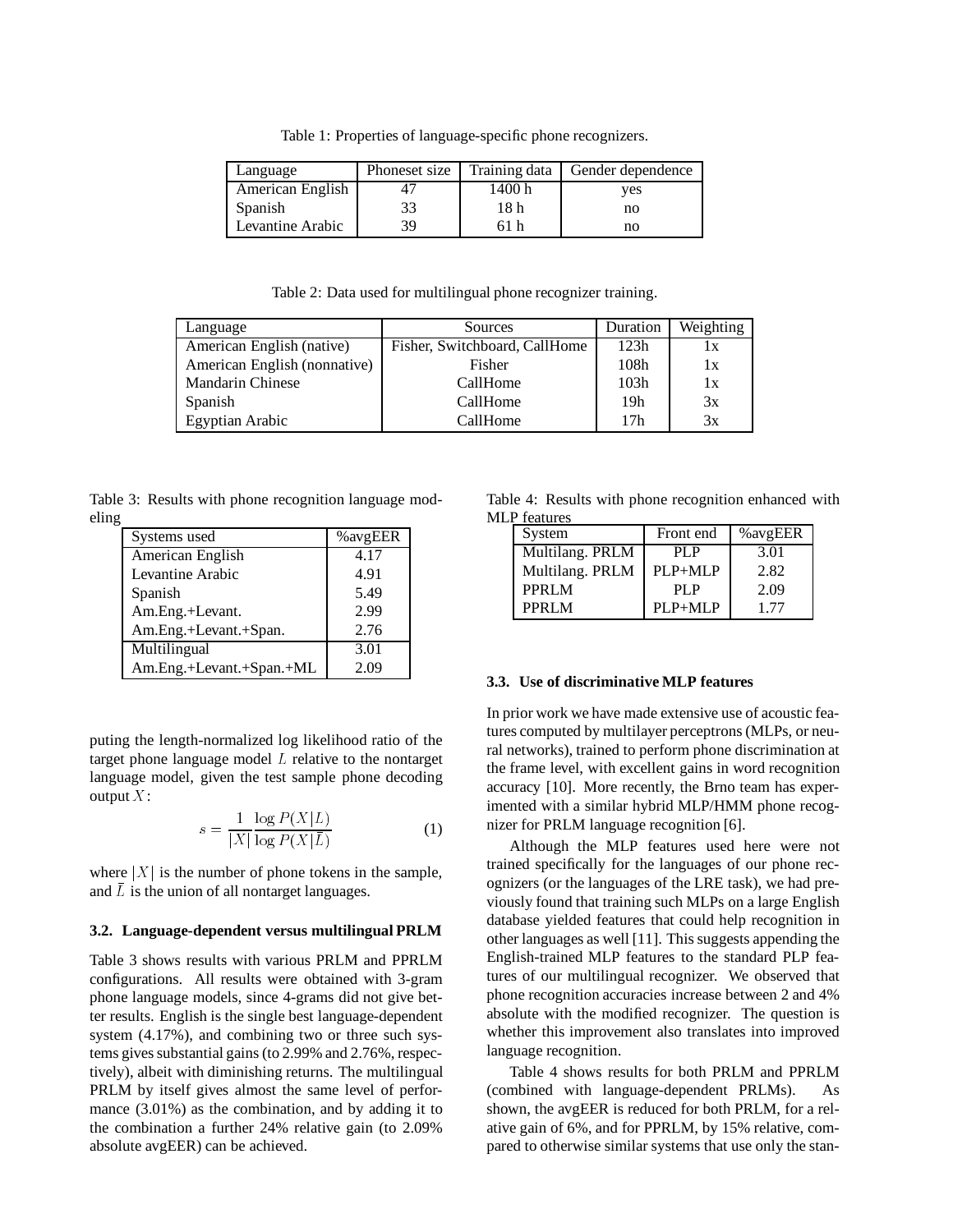Table 1: Properties of language-specific phone recognizers.

| Language | Phoneset size | Training data | Gender dependence |
|---|---|---|---|
| American English | 47 | 1400 h | yes |
| Spanish | 33 | 18 h | no |
| Levantine Arabic | 39 | 61 h | no |

Table 2: Data used for multilingual phone recognizer training.

| Language | Sources | Duration | Weighting |
|---|---|---|---|
| American English (native) | Fisher, Switchboard, CallHome | 123h | 1x |
| American English (nonnative) | Fisher | 108h | 1x |
| Mandarin Chinese | CallHome | 103h | 1x |
| Spanish | CallHome | 19h | 3x |
| Egyptian Arabic | CallHome | 17h | 3x |

Table 3: Results with phone recognition language modeling

| Systems used | %avgEER |
|---|---|
| American English | 4.17 |
| Levantine Arabic | 4.91 |
| Spanish | 5.49 |
| Am.Eng.+Levant. | 2.99 |
| Am.Eng.+Levant.+Span. | 2.76 |
| Multilingual | 3.01 |
| Am.Eng.+Levant.+Span.+ML | 2.09 |

puting the length-normalized log likelihood ratio of the target phone language model $L$ relative to the nontarget language model, given the test sample phone decoding output $X$:

$$s = \frac{1}{|X|} \frac{\log P(X|L)}{\log P(X|\bar{L})} \tag{1}$$

where $|X|$ is the number of phone tokens in the sample, and $\bar{L}$ is the union of all nontarget languages.

### 3.2. Language-dependent versus multilingual PRLM

Table 3 shows results with various PRLM and PPRLM configurations. All results were obtained with 3-gram phone language models, since 4-grams did not give better results. English is the single best language-dependent system (4.17%), and combining two or three such systems gives substantial gains (to 2.99% and 2.76%, respectively), albeit with diminishing returns. The multilingual PRLM by itself gives almost the same level of performance (3.01%) as the combination, and by adding it to the combination a further 24% relative gain (to 2.09% absolute avgEER) can be achieved.

Table 4: Results with phone recognition enhanced with MLP features

| System | Front end | %avgEER |
|---|---|---|
| Multilang. PRLM | PLP | 3.01 |
| Multilang. PRLM | PLP+MLP | 2.82 |
| PPRLM | PLP | 2.09 |
| PPRLM | PLP+MLP | 1.77 |

### 3.3. Use of discriminative MLP features

In prior work we have made extensive use of acoustic features computed by multilayer perceptrons (MLPs, or neural networks), trained to perform phone discrimination at the frame level, with excellent gains in word recognition accuracy [10]. More recently, the Brno team has experimented with a similar hybrid MLP/HMM phone recognizer for PRLM language recognition [6].

Although the MLP features used here were not trained specifically for the languages of our phone recognizers (or the languages of the LRE task), we had previously found that training such MLPs on a large English database yielded features that could help recognition in other languages as well [11]. This suggests appending the English-trained MLP features to the standard PLP features of our multilingual recognizer. We observed that phone recognition accuracies increase between 2 and 4% absolute with the modified recognizer. The question is whether this improvement also translates into improved language recognition.

Table 4 shows results for both PRLM and PPRLM (combined with language-dependent PRLMs). As shown, the avgEER is reduced for both PRLM, for a relative gain of 6%, and for PPRLM, by 15% relative, compared to otherwise similar systems that use only the stan-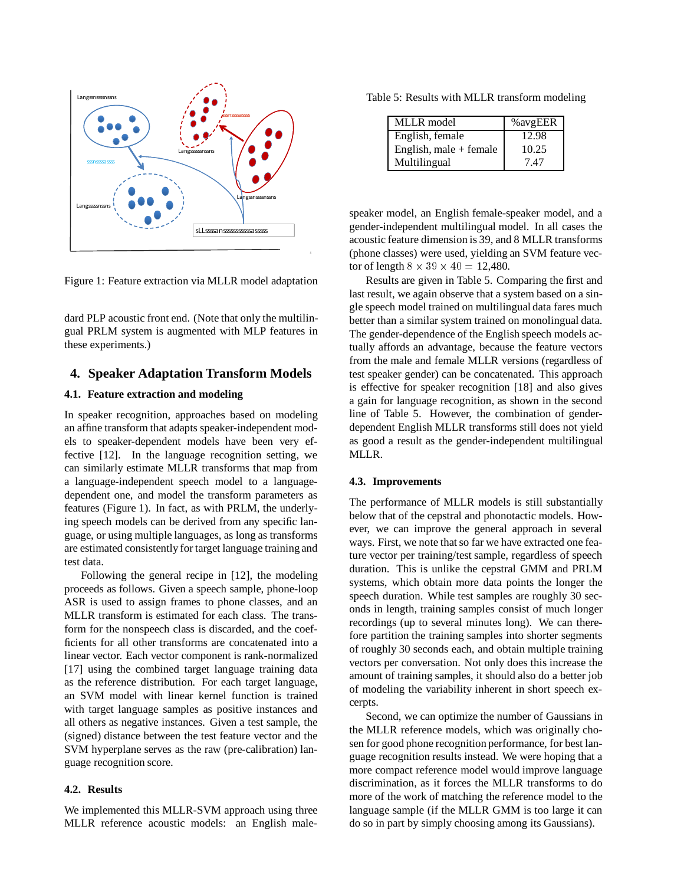Figure 1: Feature extraction via MLLR model adaptation

dard PLP acoustic front end. (Note that only the multilingual PRLM system is augmented with MLP features in these experiments.)

## 4. Speaker Adaptation Transform Models

### 4.1. Feature extraction and modeling

In speaker recognition, approaches based on modeling an affine transform that adapts speaker-independent models to speaker-dependent models have been very effective [12]. In the language recognition setting, we can similarly estimate MLLR transforms that map from a language-independent speech model to a language-dependent one, and model the transform parameters as features (Figure 1). In fact, as with PRLM, the underlying speech models can be derived from any specific language, or using multiple languages, as long as transforms are estimated consistently for target language training and test data.

Following the general recipe in [12], the modeling proceeds as follows. Given a speech sample, phone-loop ASR is used to assign frames to phone classes, and an MLLR transform is estimated for each class. The transform for the nonspeech class is discarded, and the coefficients for all other transforms are concatenated into a linear vector. Each vector component is rank-normalized [17] using the combined target language training data as the reference distribution. For each target language, an SVM model with linear kernel function is trained with target language samples as positive instances and all others as negative instances. Given a test sample, the (signed) distance between the test feature vector and the SVM hyperplane serves as the raw (pre-calibration) language recognition score.

### 4.2. Results

We implemented this MLLR-SVM approach using three MLLR reference acoustic models: an English male-speaker model, an English female-speaker model, and a gender-independent multilingual model. In all cases the acoustic feature dimension is 39, and 8 MLLR transforms (phone classes) were used, yielding an SVM feature vector of length $8 \times 39 \times 40 =$ 12,480.

Table 5: Results with MLLR transform modeling

| MLLR model | %avgEER |
|---|---|
| English, female | 12.98 |
| English, male + female | 10.25 |
| Multilingual | 7.47 |

Results are given in Table 5. Comparing the first and last result, we again observe that a system based on a single speech model trained on multilingual data fares much better than a similar system trained on monolingual data. The gender-dependence of the English speech models actually affords an advantage, because the feature vectors from the male and female MLLR versions (regardless of test speaker gender) can be concatenated. This approach is effective for speaker recognition [18] and also gives a gain for language recognition, as shown in the second line of Table 5. However, the combination of gender-dependent English MLLR transforms still does not yield as good a result as the gender-independent multilingual MLLR.

### 4.3. Improvements

The performance of MLLR models is still substantially below that of the cepstral and phonotactic models. However, we can improve the general approach in several ways. First, we note that so far we have extracted one feature vector per training/test sample, regardless of speech duration. This is unlike the cepstral GMM and PRLM systems, which obtain more data points the longer the speech duration. While test samples are roughly 30 seconds in length, training samples consist of much longer recordings (up to several minutes long). We can therefore partition the training samples into shorter segments of roughly 30 seconds each, and obtain multiple training vectors per conversation. Not only does this increase the amount of training samples, it should also do a better job of modeling the variability inherent in short speech excerpts.

Second, we can optimize the number of Gaussians in the MLLR reference models, which was originally chosen for good phone recognition performance, for best language recognition results instead. We were hoping that a more compact reference model would improve language discrimination, as it forces the MLLR transforms to do more of the work of matching the reference model to the language sample (if the MLLR GMM is too large it can do so in part by simply choosing among its Gaussians).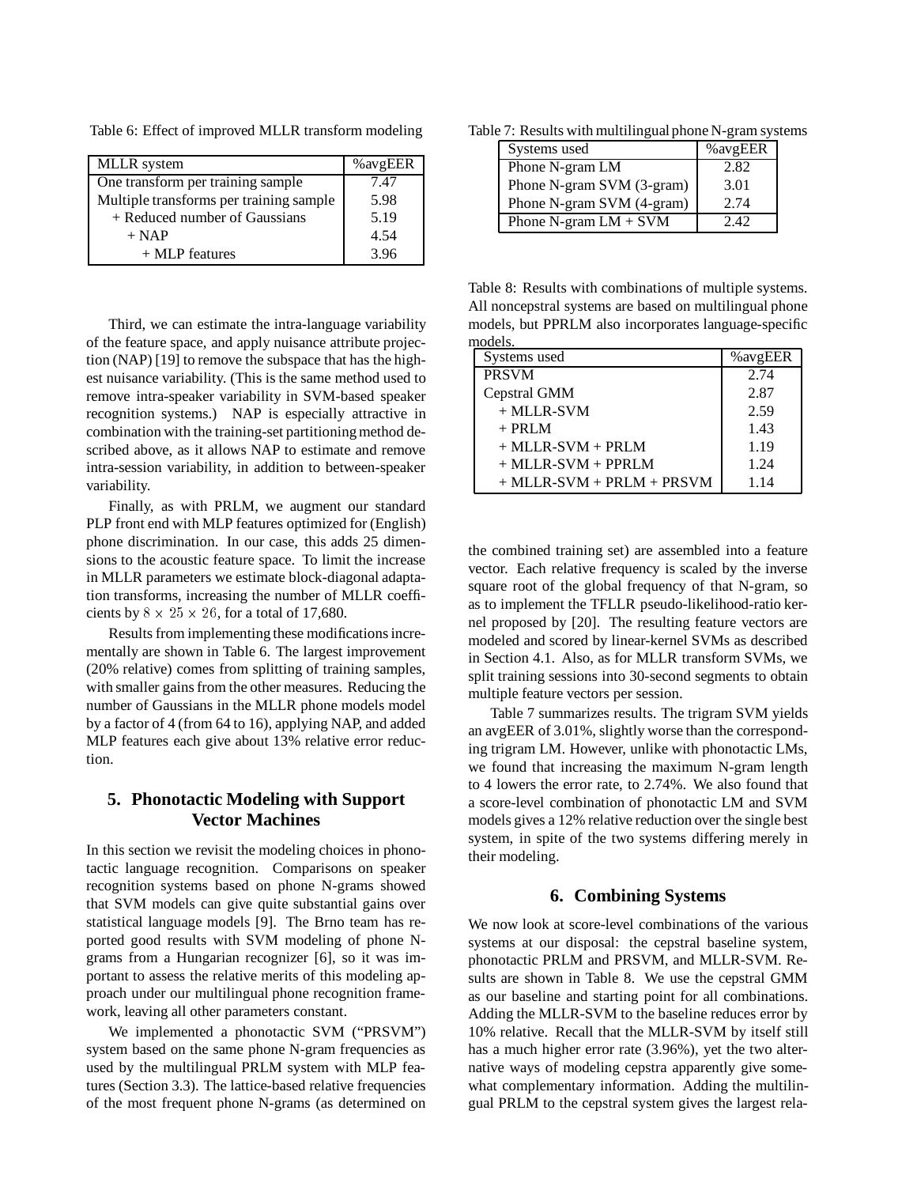Table 6: Effect of improved MLLR transform modeling

| MLLR system | %avgEER |
|---|---|
| One transform per training sample | 7.47 |
| Multiple transforms per training sample | 5.98 |
| + Reduced number of Gaussians | 5.19 |
| + NAP | 4.54 |
| + MLP features | 3.96 |

Third, we can estimate the intra-language variability of the feature space, and apply nuisance attribute projection (NAP) [19] to remove the subspace that has the highest nuisance variability. (This is the same method used to remove intra-speaker variability in SVM-based speaker recognition systems.) NAP is especially attractive in combination with the training-set partitioning method described above, as it allows NAP to estimate and remove intra-session variability, in addition to between-speaker variability.

Finally, as with PRLM, we augment our standard PLP front end with MLP features optimized for (English) phone discrimination. In our case, this adds 25 dimensions to the acoustic feature space. To limit the increase in MLLR parameters we estimate block-diagonal adaptation transforms, increasing the number of MLLR coefficients by $8 \times 25 \times 26$, for a total of 17,680.

Results from implementing these modifications incrementally are shown in Table 6. The largest improvement (20% relative) comes from splitting of training samples, with smaller gains from the other measures. Reducing the number of Gaussians in the MLLR phone models model by a factor of 4 (from 64 to 16), applying NAP, and added MLP features each give about 13% relative error reduction.

## 5. Phonotactic Modeling with Support Vector Machines

In this section we revisit the modeling choices in phonotactic language recognition. Comparisons on speaker recognition systems based on phone N-grams showed that SVM models can give quite substantial gains over statistical language models [9]. The Brno team has reported good results with SVM modeling of phone N-grams from a Hungarian recognizer [6], so it was important to assess the relative merits of this modeling approach under our multilingual phone recognition framework, leaving all other parameters constant.

We implemented a phonotactic SVM ("PRSVM") system based on the same phone N-gram frequencies as used by the multilingual PRLM system with MLP features (Section 3.3). The lattice-based relative frequencies of the most frequent phone N-grams (as determined on the combined training set) are assembled into a feature vector. Each relative frequency is scaled by the inverse square root of the global frequency of that N-gram, so as to implement the TFLLR pseudo-likelihood-ratio kernel proposed by [20]. The resulting feature vectors are modeled and scored by linear-kernel SVMs as described in Section 4.1. Also, as for MLLR transform SVMs, we split training sessions into 30-second segments to obtain multiple feature vectors per session.

Table 7: Results with multilingual phone N-gram systems

| Systems used | %avgEER |
|---|---|
| Phone N-gram LM | 2.82 |
| Phone N-gram SVM (3-gram) | 3.01 |
| Phone N-gram SVM (4-gram) | 2.74 |
| Phone N-gram LM + SVM | 2.42 |

Table 7 summarizes results. The trigram SVM yields an avgEER of 3.01%, slightly worse than the corresponding trigram LM. However, unlike with phonotactic LMs, we found that increasing the maximum N-gram length to 4 lowers the error rate, to 2.74%. We also found that a score-level combination of phonotactic LM and SVM models gives a 12% relative reduction over the single best system, in spite of the two systems differing merely in their modeling.

Table 8: Results with combinations of multiple systems. All noncepstral systems are based on multilingual phone models, but PPRLM also incorporates language-specific models.

| Systems used | %avgEER |
|---|---|
| PRSVM | 2.74 |
| Cepstral GMM | 2.87 |
| + MLLR-SVM | 2.59 |
| + PRLM | 1.43 |
| + MLLR-SVM + PRLM | 1.19 |
| + MLLR-SVM + PPRLM | 1.24 |
| + MLLR-SVM + PRLM + PRSVM | 1.14 |

## 6. Combining Systems

We now look at score-level combinations of the various systems at our disposal: the cepstral baseline system, phonotactic PRLM and PRSVM, and MLLR-SVM. Results are shown in Table 8. We use the cepstral GMM as our baseline and starting point for all combinations. Adding the MLLR-SVM to the baseline reduces error by 10% relative. Recall that the MLLR-SVM by itself still has a much higher error rate (3.96%), yet the two alternative ways of modeling cepstra apparently give somewhat complementary information. Adding the multilingual PRLM to the cepstral system gives the largest rela-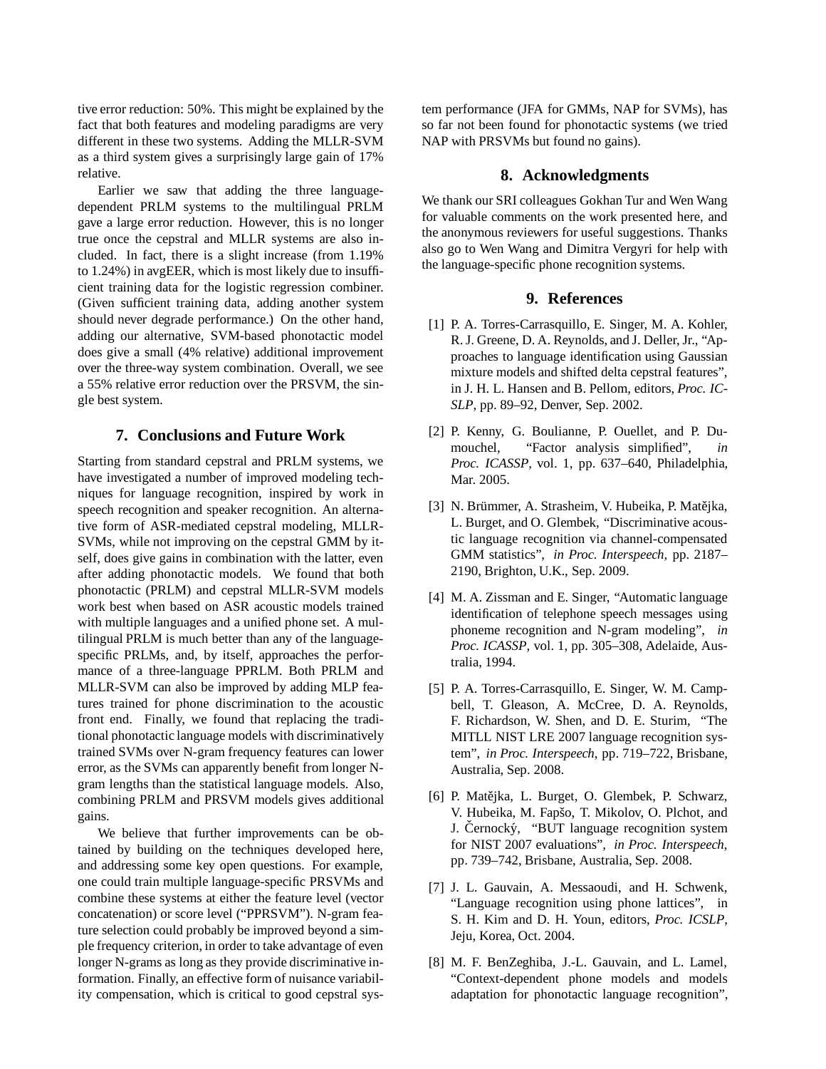tive error reduction: 50%. This might be explained by the fact that both features and modeling paradigms are very different in these two systems. Adding the MLLR-SVM as a third system gives a surprisingly large gain of 17% relative.

Earlier we saw that adding the three language-dependent PRLM systems to the multilingual PRLM gave a large error reduction. However, this is no longer true once the cepstral and MLLR systems are also included. In fact, there is a slight increase (from 1.19% to 1.24%) in avgEER, which is most likely due to insufficient training data for the logistic regression combiner. (Given sufficient training data, adding another system should never degrade performance.) On the other hand, adding our alternative, SVM-based phonotactic model does give a small (4% relative) additional improvement over the three-way system combination. Overall, we see a 55% relative error reduction over the PRSVM, the single best system.

## 7. Conclusions and Future Work

Starting from standard cepstral and PRLM systems, we have investigated a number of improved modeling techniques for language recognition, inspired by work in speech recognition and speaker recognition. An alternative form of ASR-mediated cepstral modeling, MLLR-SVMs, while not improving on the cepstral GMM by itself, does give gains in combination with the latter, even after adding phonotactic models. We found that both phonotactic (PRLM) and cepstral MLLR-SVM models work best when based on ASR acoustic models trained with multiple languages and a unified phone set. A multilingual PRLM is much better than any of the language-specific PRLMs, and, by itself, approaches the performance of a three-language PPRLM. Both PRLM and MLLR-SVM can also be improved by adding MLP features trained for phone discrimination to the acoustic front end. Finally, we found that replacing the traditional phonotactic language models with discriminatively trained SVMs over N-gram frequency features can lower error, as the SVMs can apparently benefit from longer N-gram lengths than the statistical language models. Also, combining PRLM and PRSVM models gives additional gains.

We believe that further improvements can be obtained by building on the techniques developed here, and addressing some key open questions. For example, one could train multiple language-specific PRSVMs and combine these systems at either the feature level (vector concatenation) or score level ("PPRSVM"). N-gram feature selection could probably be improved beyond a simple frequency criterion, in order to take advantage of even longer N-grams as long as they provide discriminative information. Finally, an effective form of nuisance variability compensation, which is critical to good cepstral system performance (JFA for GMMs, NAP for SVMs), has so far not been found for phonotactic systems (we tried NAP with PRSVMs but found no gains).

## 8. Acknowledgments

We thank our SRI colleagues Gokhan Tur and Wen Wang for valuable comments on the work presented here, and the anonymous reviewers for useful suggestions. Thanks also go to Wen Wang and Dimitra Vergyri for help with the language-specific phone recognition systems.

## 9. References

[1] P. A. Torres-Carrasquillo, E. Singer, M. A. Kohler, R. J. Greene, D. A. Reynolds, and J. Deller, Jr., "Approaches to language identification using Gaussian mixture models and shifted delta cepstral features", in J. H. L. Hansen and B. Pellom, editors, *Proc. ICSLP*, pp. 89–92, Denver, Sep. 2002.

[2] P. Kenny, G. Boulianne, P. Ouellet, and P. Dumouchel, "Factor analysis simplified", *in Proc. ICASSP*, vol. 1, pp. 637–640, Philadelphia, Mar. 2005.

[3] N. Brümmer, A. Strasheim, V. Hubeika, P. Matějka, L. Burget, and O. Glembek, "Discriminative acoustic language recognition via channel-compensated GMM statistics", *in Proc. Interspeech*, pp. 2187–2190, Brighton, U.K., Sep. 2009.

[4] M. A. Zissman and E. Singer, "Automatic language identification of telephone speech messages using phoneme recognition and N-gram modeling", *in Proc. ICASSP*, vol. 1, pp. 305–308, Adelaide, Australia, 1994.

[5] P. A. Torres-Carrasquillo, E. Singer, W. M. Campbell, T. Gleason, A. McCree, D. A. Reynolds, F. Richardson, W. Shen, and D. E. Sturim, "The MITLL NIST LRE 2007 language recognition system", *in Proc. Interspeech*, pp. 719–722, Brisbane, Australia, Sep. 2008.

[6] P. Matějka, L. Burget, O. Glembek, P. Schwarz, V. Hubeika, M. Fapšo, T. Mikolov, O. Plchot, and J. Černocký, "BUT language recognition system for NIST 2007 evaluations", *in Proc. Interspeech*, pp. 739–742, Brisbane, Australia, Sep. 2008.

[7] J. L. Gauvain, A. Messaoudi, and H. Schwenk, "Language recognition using phone lattices", in S. H. Kim and D. H. Youn, editors, *Proc. ICSLP*, Jeju, Korea, Oct. 2004.

[8] M. F. BenZeghiba, J.-L. Gauvain, and L. Lamel, "Context-dependent phone models and models adaptation for phonotactic language recognition",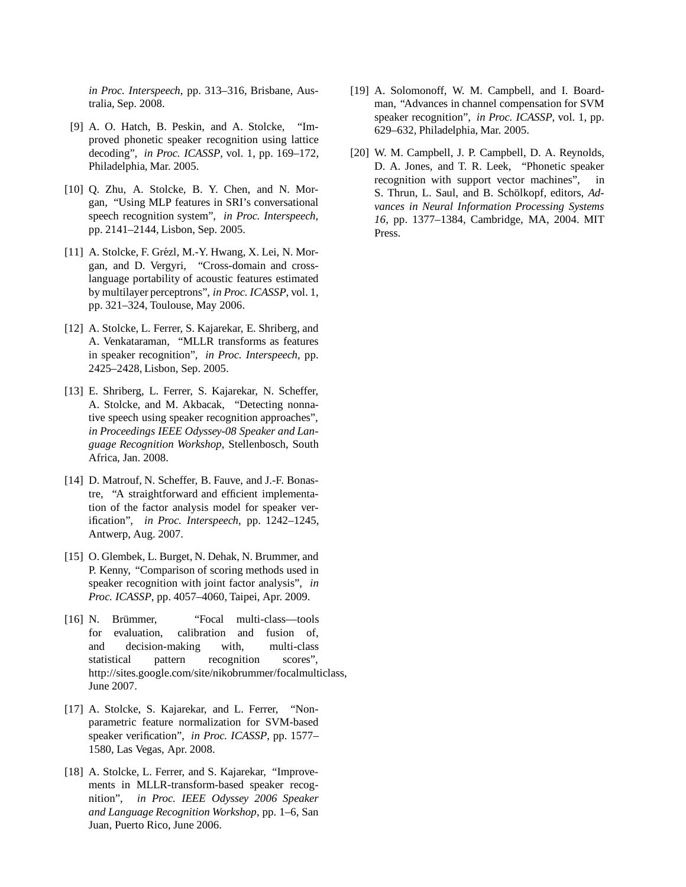*in Proc. Interspeech*, pp. 313–316, Brisbane, Australia, Sep. 2008.

[9] A. O. Hatch, B. Peskin, and A. Stolcke, "Improved phonetic speaker recognition using lattice decoding", *in Proc. ICASSP*, vol. 1, pp. 169–172, Philadelphia, Mar. 2005.

[10] Q. Zhu, A. Stolcke, B. Y. Chen, and N. Morgan, "Using MLP features in SRI's conversational speech recognition system", *in Proc. Interspeech*, pp. 2141–2144, Lisbon, Sep. 2005.

[11] A. Stolcke, F. Grézl, M.-Y. Hwang, X. Lei, N. Morgan, and D. Vergyri, "Cross-domain and cross-language portability of acoustic features estimated by multilayer perceptrons", *in Proc. ICASSP*, vol. 1, pp. 321–324, Toulouse, May 2006.

[12] A. Stolcke, L. Ferrer, S. Kajarekar, E. Shriberg, and A. Venkataraman, "MLLR transforms as features in speaker recognition", *in Proc. Interspeech*, pp. 2425–2428, Lisbon, Sep. 2005.

[13] E. Shriberg, L. Ferrer, S. Kajarekar, N. Scheffer, A. Stolcke, and M. Akbacak, "Detecting nonnative speech using speaker recognition approaches", *in Proceedings IEEE Odyssey-08 Speaker and Language Recognition Workshop*, Stellenbosch, South Africa, Jan. 2008.

[14] D. Matrouf, N. Scheffer, B. Fauve, and J.-F. Bonastre, "A straightforward and efficient implementation of the factor analysis model for speaker verification", *in Proc. Interspeech*, pp. 1242–1245, Antwerp, Aug. 2007.

[15] O. Glembek, L. Burget, N. Dehak, N. Brummer, and P. Kenny, "Comparison of scoring methods used in speaker recognition with joint factor analysis", *in Proc. ICASSP*, pp. 4057–4060, Taipei, Apr. 2009.

[16] N. Brümmer, "Focal multi-class—tools for evaluation, calibration and fusion of, and decision-making with, multi-class statistical pattern recognition scores", http://sites.google.com/site/nikobrummer/focalmulticlass, June 2007.

[17] A. Stolcke, S. Kajarekar, and L. Ferrer, "Nonparametric feature normalization for SVM-based speaker verification", *in Proc. ICASSP*, pp. 1577–1580, Las Vegas, Apr. 2008.

[18] A. Stolcke, L. Ferrer, and S. Kajarekar, "Improvements in MLLR-transform-based speaker recognition", *in Proc. IEEE Odyssey 2006 Speaker and Language Recognition Workshop*, pp. 1–6, San Juan, Puerto Rico, June 2006.

[19] A. Solomonoff, W. M. Campbell, and I. Boardman, "Advances in channel compensation for SVM speaker recognition", *in Proc. ICASSP*, vol. 1, pp. 629–632, Philadelphia, Mar. 2005.

[20] W. M. Campbell, J. P. Campbell, D. A. Reynolds, D. A. Jones, and T. R. Leek, "Phonetic speaker recognition with support vector machines", in S. Thrun, L. Saul, and B. Schölkopf, editors, *Advances in Neural Information Processing Systems 16*, pp. 1377–1384, Cambridge, MA, 2004. MIT Press.